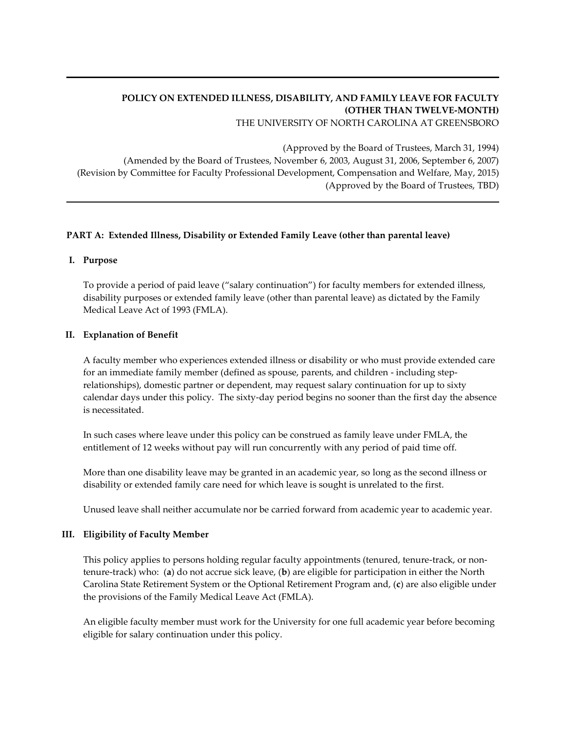**POLICY ON EXTENDED ILLNESS, DISABILITY, AND FAMILY LEAVE FOR FACULTY (OTHER THAN TWELVE-MONTH)**

THE UNIVERSITY OF NORTH CAROLINA AT GREENSBORO

(Approved by the Board of Trustees, March 31, 1994)
(Amended by the Board of Trustees, November 6, 2003, August 31, 2006, September 6, 2007)
(Revision by Committee for Faculty Professional Development, Compensation and Welfare, May, 2015)
(Approved by the Board of Trustees, TBD)

## PART A: Extended Illness, Disability or Extended Family Leave (other than parental leave)

### I. Purpose

To provide a period of paid leave ("salary continuation") for faculty members for extended illness, disability purposes or extended family leave (other than parental leave) as dictated by the Family Medical Leave Act of 1993 (FMLA).

### II. Explanation of Benefit

A faculty member who experiences extended illness or disability or who must provide extended care for an immediate family member (defined as spouse, parents, and children - including step-relationships), domestic partner or dependent, may request salary continuation for up to sixty calendar days under this policy. The sixty-day period begins no sooner than the first day the absence is necessitated.

In such cases where leave under this policy can be construed as family leave under FMLA, the entitlement of 12 weeks without pay will run concurrently with any period of paid time off.

More than one disability leave may be granted in an academic year, so long as the second illness or disability or extended family care need for which leave is sought is unrelated to the first.

Unused leave shall neither accumulate nor be carried forward from academic year to academic year.

### III. Eligibility of Faculty Member

This policy applies to persons holding regular faculty appointments (tenured, tenure-track, or non-tenure-track) who: (**a**) do not accrue sick leave, (**b**) are eligible for participation in either the North Carolina State Retirement System or the Optional Retirement Program and, (**c**) are also eligible under the provisions of the Family Medical Leave Act (FMLA).

An eligible faculty member must work for the University for one full academic year before becoming eligible for salary continuation under this policy.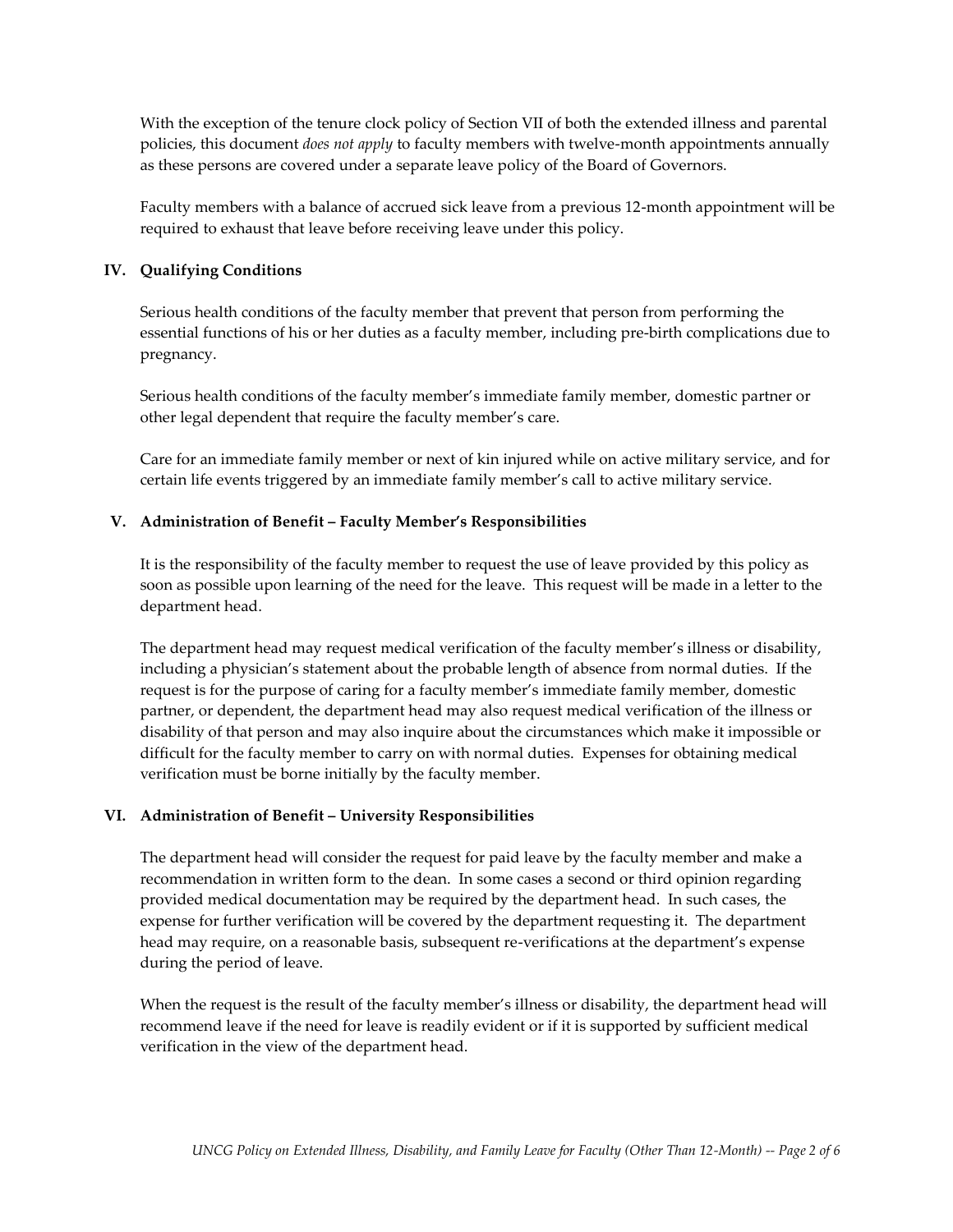With the exception of the tenure clock policy of Section VII of both the extended illness and parental policies, this document *does not apply* to faculty members with twelve-month appointments annually as these persons are covered under a separate leave policy of the Board of Governors.

Faculty members with a balance of accrued sick leave from a previous 12-month appointment will be required to exhaust that leave before receiving leave under this policy.

## IV. Qualifying Conditions

Serious health conditions of the faculty member that prevent that person from performing the essential functions of his or her duties as a faculty member, including pre-birth complications due to pregnancy.

Serious health conditions of the faculty member's immediate family member, domestic partner or other legal dependent that require the faculty member's care.

Care for an immediate family member or next of kin injured while on active military service, and for certain life events triggered by an immediate family member's call to active military service.

## V. Administration of Benefit – Faculty Member's Responsibilities

It is the responsibility of the faculty member to request the use of leave provided by this policy as soon as possible upon learning of the need for the leave. This request will be made in a letter to the department head.

The department head may request medical verification of the faculty member's illness or disability, including a physician's statement about the probable length of absence from normal duties. If the request is for the purpose of caring for a faculty member's immediate family member, domestic partner, or dependent, the department head may also request medical verification of the illness or disability of that person and may also inquire about the circumstances which make it impossible or difficult for the faculty member to carry on with normal duties. Expenses for obtaining medical verification must be borne initially by the faculty member.

## VI. Administration of Benefit – University Responsibilities

The department head will consider the request for paid leave by the faculty member and make a recommendation in written form to the dean. In some cases a second or third opinion regarding provided medical documentation may be required by the department head. In such cases, the expense for further verification will be covered by the department requesting it. The department head may require, on a reasonable basis, subsequent re-verifications at the department's expense during the period of leave.

When the request is the result of the faculty member's illness or disability, the department head will recommend leave if the need for leave is readily evident or if it is supported by sufficient medical verification in the view of the department head.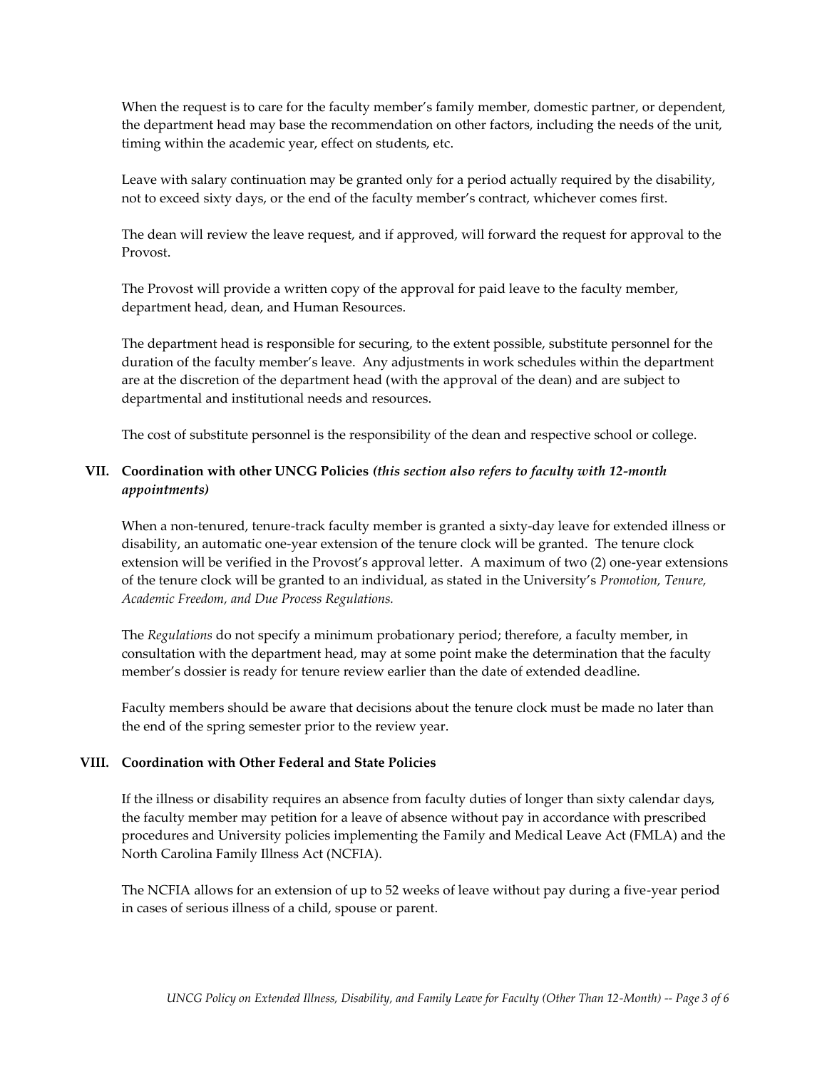When the request is to care for the faculty member's family member, domestic partner, or dependent, the department head may base the recommendation on other factors, including the needs of the unit, timing within the academic year, effect on students, etc.

Leave with salary continuation may be granted only for a period actually required by the disability, not to exceed sixty days, or the end of the faculty member's contract, whichever comes first.

The dean will review the leave request, and if approved, will forward the request for approval to the Provost.

The Provost will provide a written copy of the approval for paid leave to the faculty member, department head, dean, and Human Resources.

The department head is responsible for securing, to the extent possible, substitute personnel for the duration of the faculty member's leave. Any adjustments in work schedules within the department are at the discretion of the department head (with the approval of the dean) and are subject to departmental and institutional needs and resources.

The cost of substitute personnel is the responsibility of the dean and respective school or college.

## VII. Coordination with other UNCG Policies *(this section also refers to faculty with 12-month appointments)*

When a non-tenured, tenure-track faculty member is granted a sixty-day leave for extended illness or disability, an automatic one-year extension of the tenure clock will be granted. The tenure clock extension will be verified in the Provost's approval letter. A maximum of two (2) one-year extensions of the tenure clock will be granted to an individual, as stated in the University's *Promotion, Tenure, Academic Freedom, and Due Process Regulations.*

The *Regulations* do not specify a minimum probationary period; therefore, a faculty member, in consultation with the department head, may at some point make the determination that the faculty member's dossier is ready for tenure review earlier than the date of extended deadline.

Faculty members should be aware that decisions about the tenure clock must be made no later than the end of the spring semester prior to the review year.

## VIII. Coordination with Other Federal and State Policies

If the illness or disability requires an absence from faculty duties of longer than sixty calendar days, the faculty member may petition for a leave of absence without pay in accordance with prescribed procedures and University policies implementing the Family and Medical Leave Act (FMLA) and the North Carolina Family Illness Act (NCFIA).

The NCFIA allows for an extension of up to 52 weeks of leave without pay during a five-year period in cases of serious illness of a child, spouse or parent.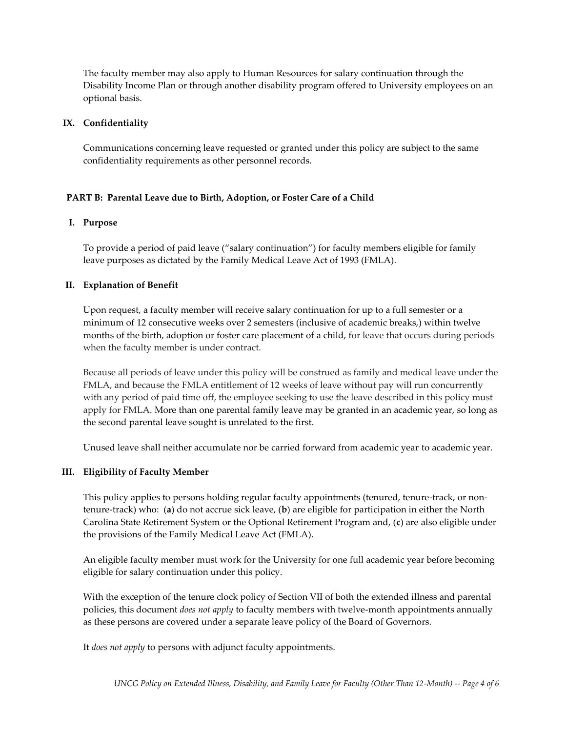The faculty member may also apply to Human Resources for salary continuation through the Disability Income Plan or through another disability program offered to University employees on an optional basis.

### IX. Confidentiality

Communications concerning leave requested or granted under this policy are subject to the same confidentiality requirements as other personnel records.

## PART B: Parental Leave due to Birth, Adoption, or Foster Care of a Child

### I. Purpose

To provide a period of paid leave ("salary continuation") for faculty members eligible for family leave purposes as dictated by the Family Medical Leave Act of 1993 (FMLA).

### II. Explanation of Benefit

Upon request, a faculty member will receive salary continuation for up to a full semester or a minimum of 12 consecutive weeks over 2 semesters (inclusive of academic breaks,) within twelve months of the birth, adoption or foster care placement of a child, for leave that occurs during periods when the faculty member is under contract.

Because all periods of leave under this policy will be construed as family and medical leave under the FMLA, and because the FMLA entitlement of 12 weeks of leave without pay will run concurrently with any period of paid time off, the employee seeking to use the leave described in this policy must apply for FMLA. More than one parental family leave may be granted in an academic year, so long as the second parental leave sought is unrelated to the first.

Unused leave shall neither accumulate nor be carried forward from academic year to academic year.

### III. Eligibility of Faculty Member

This policy applies to persons holding regular faculty appointments (tenured, tenure-track, or non-tenure-track) who: (**a**) do not accrue sick leave, (**b**) are eligible for participation in either the North Carolina State Retirement System or the Optional Retirement Program and, (**c**) are also eligible under the provisions of the Family Medical Leave Act (FMLA).

An eligible faculty member must work for the University for one full academic year before becoming eligible for salary continuation under this policy.

With the exception of the tenure clock policy of Section VII of both the extended illness and parental policies, this document *does not apply* to faculty members with twelve-month appointments annually as these persons are covered under a separate leave policy of the Board of Governors.

It *does not apply* to persons with adjunct faculty appointments.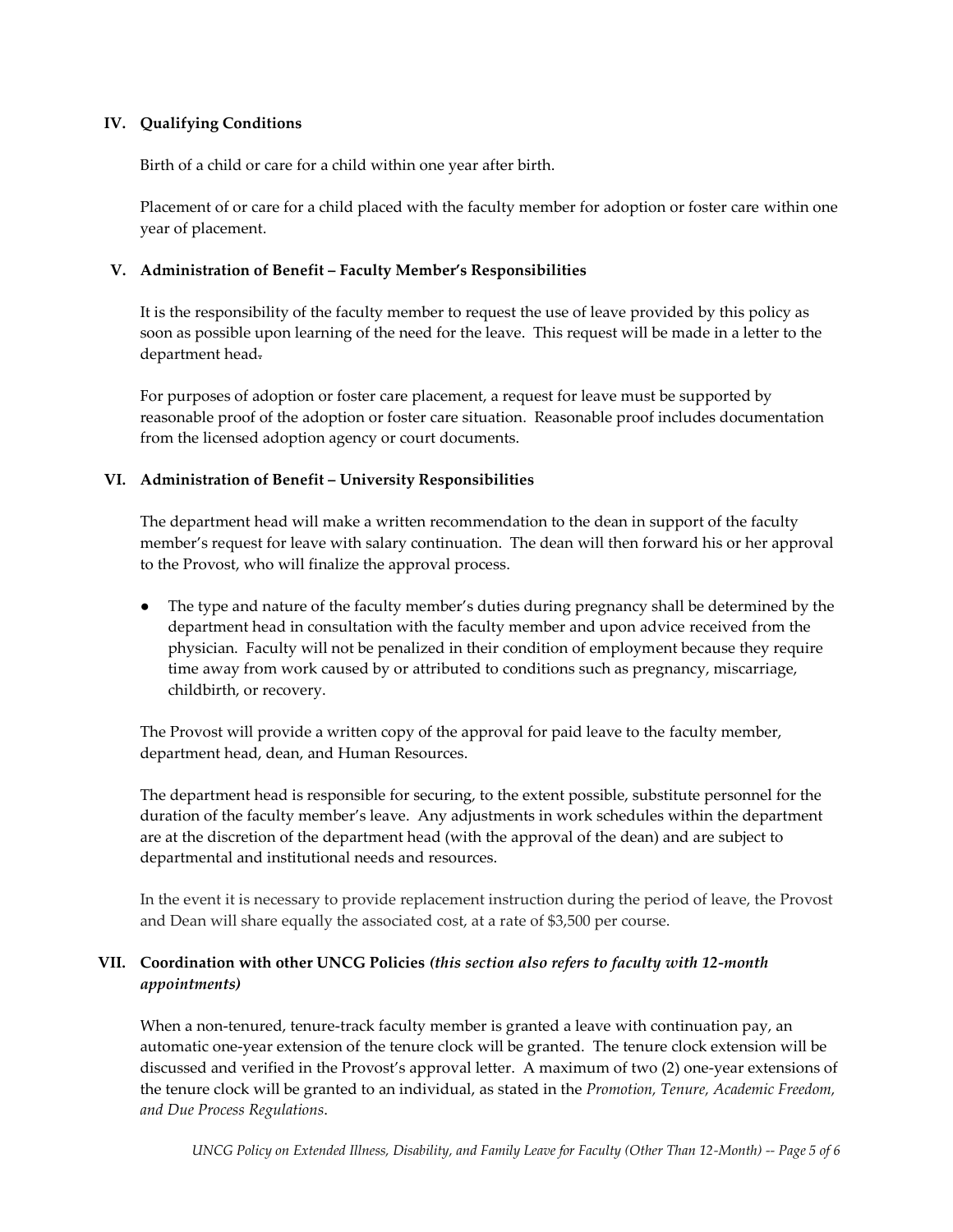## IV. Qualifying Conditions

Birth of a child or care for a child within one year after birth.

Placement of or care for a child placed with the faculty member for adoption or foster care within one year of placement.

## V. Administration of Benefit – Faculty Member's Responsibilities

It is the responsibility of the faculty member to request the use of leave provided by this policy as soon as possible upon learning of the need for the leave. This request will be made in a letter to the department head.

For purposes of adoption or foster care placement, a request for leave must be supported by reasonable proof of the adoption or foster care situation. Reasonable proof includes documentation from the licensed adoption agency or court documents.

## VI. Administration of Benefit – University Responsibilities

The department head will make a written recommendation to the dean in support of the faculty member's request for leave with salary continuation. The dean will then forward his or her approval to the Provost, who will finalize the approval process.

- The type and nature of the faculty member's duties during pregnancy shall be determined by the department head in consultation with the faculty member and upon advice received from the physician. Faculty will not be penalized in their condition of employment because they require time away from work caused by or attributed to conditions such as pregnancy, miscarriage, childbirth, or recovery.

The Provost will provide a written copy of the approval for paid leave to the faculty member, department head, dean, and Human Resources.

The department head is responsible for securing, to the extent possible, substitute personnel for the duration of the faculty member's leave. Any adjustments in work schedules within the department are at the discretion of the department head (with the approval of the dean) and are subject to departmental and institutional needs and resources.

In the event it is necessary to provide replacement instruction during the period of leave, the Provost and Dean will share equally the associated cost, at a rate of $3,500 per course.

## VII. Coordination with other UNCG Policies *(this section also refers to faculty with 12-month appointments)*

When a non-tenured, tenure-track faculty member is granted a leave with continuation pay, an automatic one-year extension of the tenure clock will be granted. The tenure clock extension will be discussed and verified in the Provost's approval letter. A maximum of two (2) one-year extensions of the tenure clock will be granted to an individual, as stated in the *Promotion, Tenure, Academic Freedom, and Due Process Regulations*.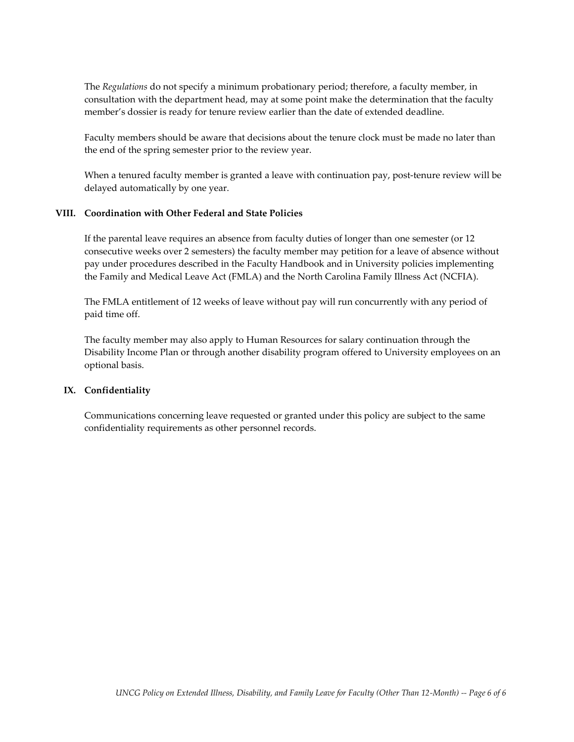The *Regulations* do not specify a minimum probationary period; therefore, a faculty member, in consultation with the department head, may at some point make the determination that the faculty member's dossier is ready for tenure review earlier than the date of extended deadline.

Faculty members should be aware that decisions about the tenure clock must be made no later than the end of the spring semester prior to the review year.

When a tenured faculty member is granted a leave with continuation pay, post-tenure review will be delayed automatically by one year.

## VIII. Coordination with Other Federal and State Policies

If the parental leave requires an absence from faculty duties of longer than one semester (or 12 consecutive weeks over 2 semesters) the faculty member may petition for a leave of absence without pay under procedures described in the Faculty Handbook and in University policies implementing the Family and Medical Leave Act (FMLA) and the North Carolina Family Illness Act (NCFIA).

The FMLA entitlement of 12 weeks of leave without pay will run concurrently with any period of paid time off.

The faculty member may also apply to Human Resources for salary continuation through the Disability Income Plan or through another disability program offered to University employees on an optional basis.

## IX. Confidentiality

Communications concerning leave requested or granted under this policy are subject to the same confidentiality requirements as other personnel records.